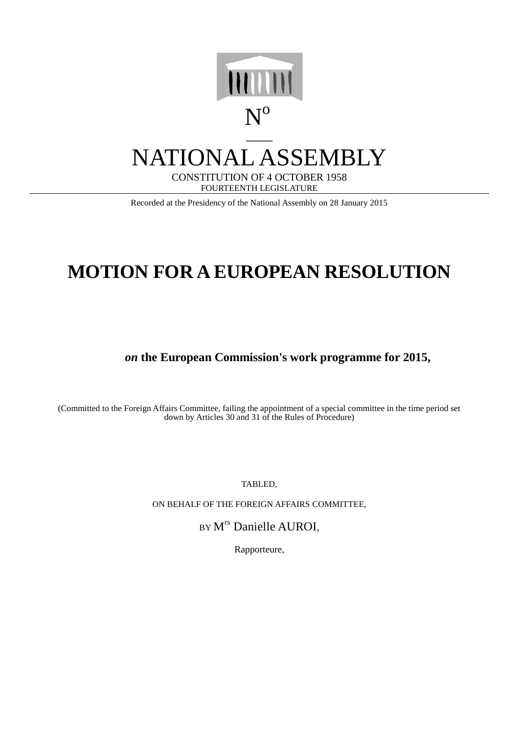N°

___

# NATIONAL ASSEMBLY

CONSTITUTION OF 4 OCTOBER 1958

FOURTEENTH LEGISLATURE

Recorded at the Presidency of the National Assembly on 28 January 2015

# MOTION FOR A EUROPEAN RESOLUTION

***on* the European Commission's work programme for 2015,**

(Committed to the Foreign Affairs Committee, failing the appointment of a special committee in the time period set down by Articles 30 and 31 of the Rules of Procedure)

TABLED,

ON BEHALF OF THE FOREIGN AFFAIRS COMMITTEE,

BY M[rs] Danielle AUROI,

Rapporteure,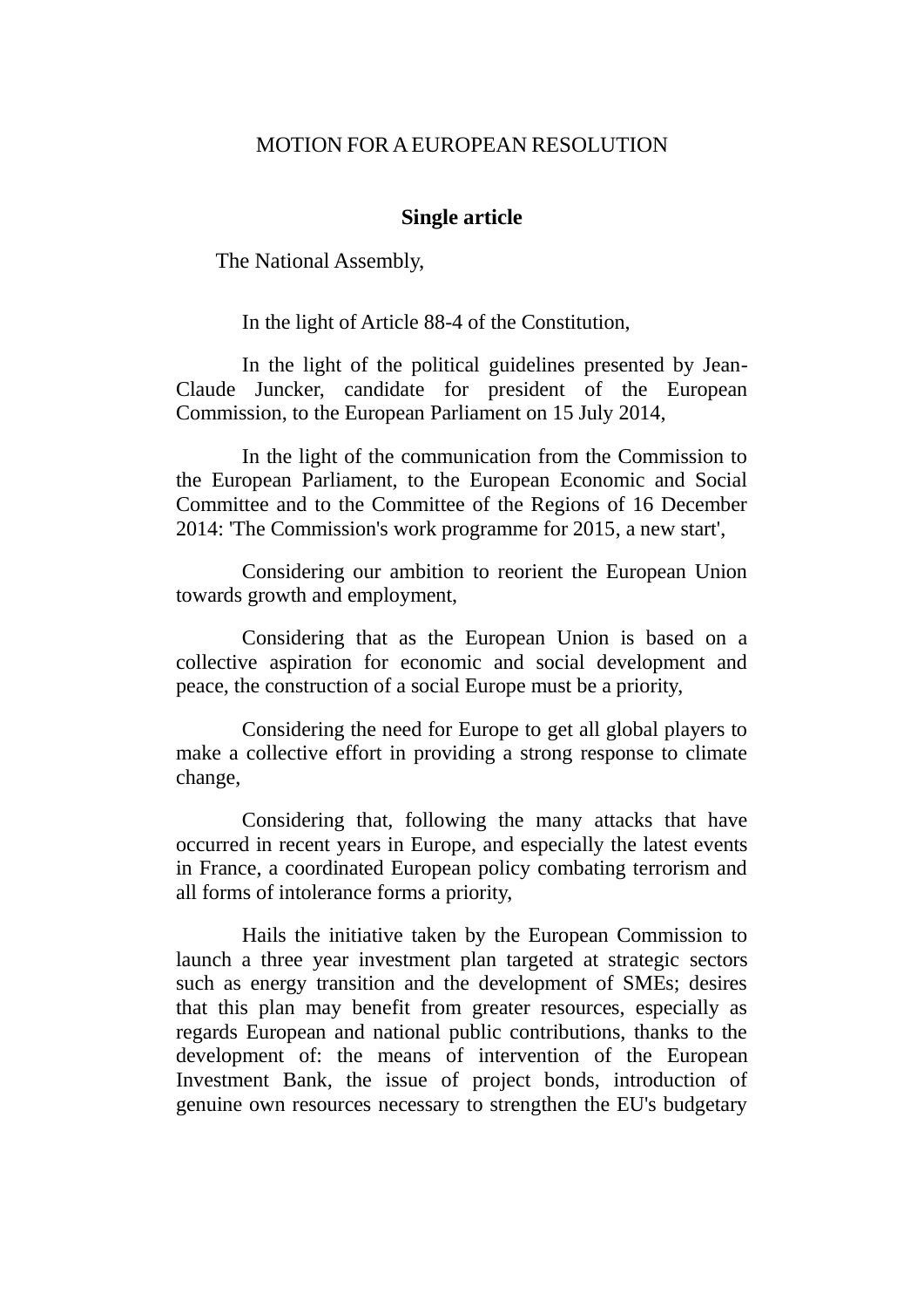MOTION FOR A EUROPEAN RESOLUTION

## Single article

The National Assembly,

In the light of Article 88-4 of the Constitution,

In the light of the political guidelines presented by Jean-Claude Juncker, candidate for president of the European Commission, to the European Parliament on 15 July 2014,

In the light of the communication from the Commission to the European Parliament, to the European Economic and Social Committee and to the Committee of the Regions of 16 December 2014: 'The Commission's work programme for 2015, a new start',

Considering our ambition to reorient the European Union towards growth and employment,

Considering that as the European Union is based on a collective aspiration for economic and social development and peace, the construction of a social Europe must be a priority,

Considering the need for Europe to get all global players to make a collective effort in providing a strong response to climate change,

Considering that, following the many attacks that have occurred in recent years in Europe, and especially the latest events in France, a coordinated European policy combating terrorism and all forms of intolerance forms a priority,

Hails the initiative taken by the European Commission to launch a three year investment plan targeted at strategic sectors such as energy transition and the development of SMEs; desires that this plan may benefit from greater resources, especially as regards European and national public contributions, thanks to the development of: the means of intervention of the European Investment Bank, the issue of project bonds, introduction of genuine own resources necessary to strengthen the EU's budgetary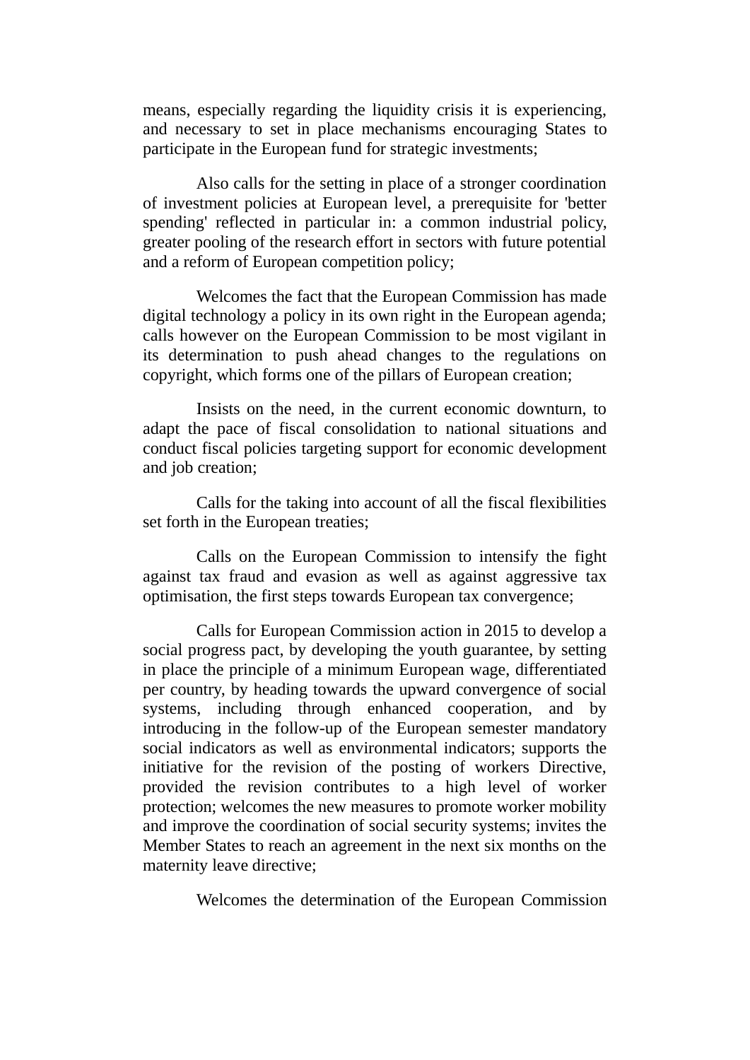means, especially regarding the liquidity crisis it is experiencing, and necessary to set in place mechanisms encouraging States to participate in the European fund for strategic investments;

Also calls for the setting in place of a stronger coordination of investment policies at European level, a prerequisite for 'better spending' reflected in particular in: a common industrial policy, greater pooling of the research effort in sectors with future potential and a reform of European competition policy;

Welcomes the fact that the European Commission has made digital technology a policy in its own right in the European agenda; calls however on the European Commission to be most vigilant in its determination to push ahead changes to the regulations on copyright, which forms one of the pillars of European creation;

Insists on the need, in the current economic downturn, to adapt the pace of fiscal consolidation to national situations and conduct fiscal policies targeting support for economic development and job creation;

Calls for the taking into account of all the fiscal flexibilities set forth in the European treaties;

Calls on the European Commission to intensify the fight against tax fraud and evasion as well as against aggressive tax optimisation, the first steps towards European tax convergence;

Calls for European Commission action in 2015 to develop a social progress pact, by developing the youth guarantee, by setting in place the principle of a minimum European wage, differentiated per country, by heading towards the upward convergence of social systems, including through enhanced cooperation, and by introducing in the follow-up of the European semester mandatory social indicators as well as environmental indicators; supports the initiative for the revision of the posting of workers Directive, provided the revision contributes to a high level of worker protection; welcomes the new measures to promote worker mobility and improve the coordination of social security systems; invites the Member States to reach an agreement in the next six months on the maternity leave directive;

Welcomes the determination of the European Commission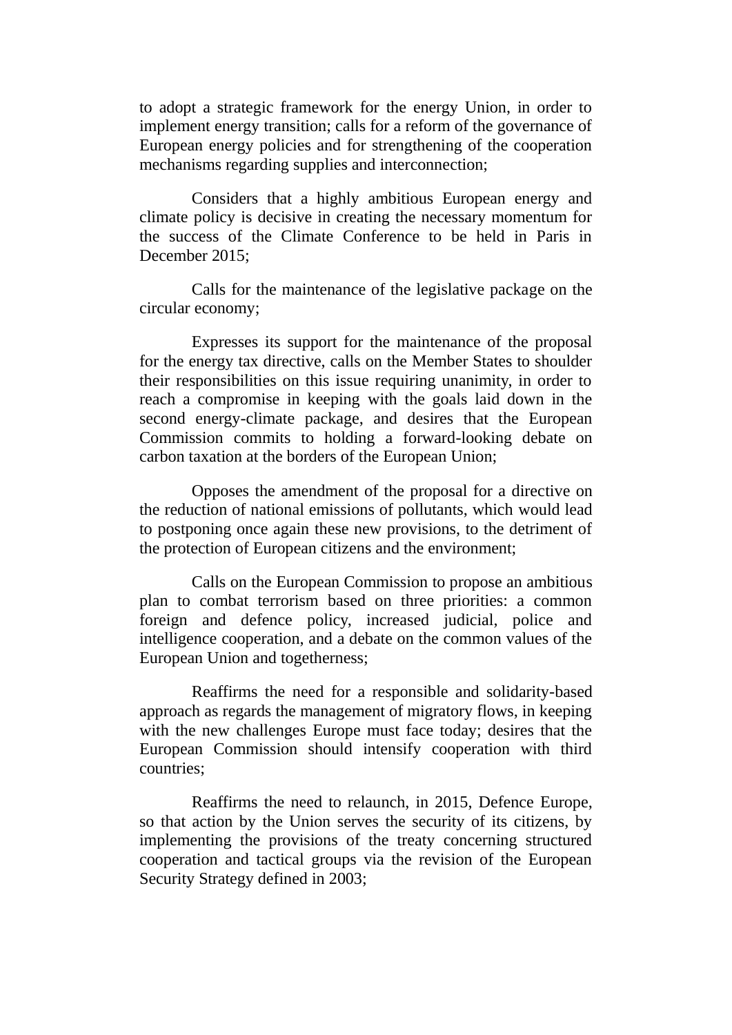to adopt a strategic framework for the energy Union, in order to implement energy transition; calls for a reform of the governance of European energy policies and for strengthening of the cooperation mechanisms regarding supplies and interconnection;

Considers that a highly ambitious European energy and climate policy is decisive in creating the necessary momentum for the success of the Climate Conference to be held in Paris in December 2015;

Calls for the maintenance of the legislative package on the circular economy;

Expresses its support for the maintenance of the proposal for the energy tax directive, calls on the Member States to shoulder their responsibilities on this issue requiring unanimity, in order to reach a compromise in keeping with the goals laid down in the second energy-climate package, and desires that the European Commission commits to holding a forward-looking debate on carbon taxation at the borders of the European Union;

Opposes the amendment of the proposal for a directive on the reduction of national emissions of pollutants, which would lead to postponing once again these new provisions, to the detriment of the protection of European citizens and the environment;

Calls on the European Commission to propose an ambitious plan to combat terrorism based on three priorities: a common foreign and defence policy, increased judicial, police and intelligence cooperation, and a debate on the common values of the European Union and togetherness;

Reaffirms the need for a responsible and solidarity-based approach as regards the management of migratory flows, in keeping with the new challenges Europe must face today; desires that the European Commission should intensify cooperation with third countries;

Reaffirms the need to relaunch, in 2015, Defence Europe, so that action by the Union serves the security of its citizens, by implementing the provisions of the treaty concerning structured cooperation and tactical groups via the revision of the European Security Strategy defined in 2003;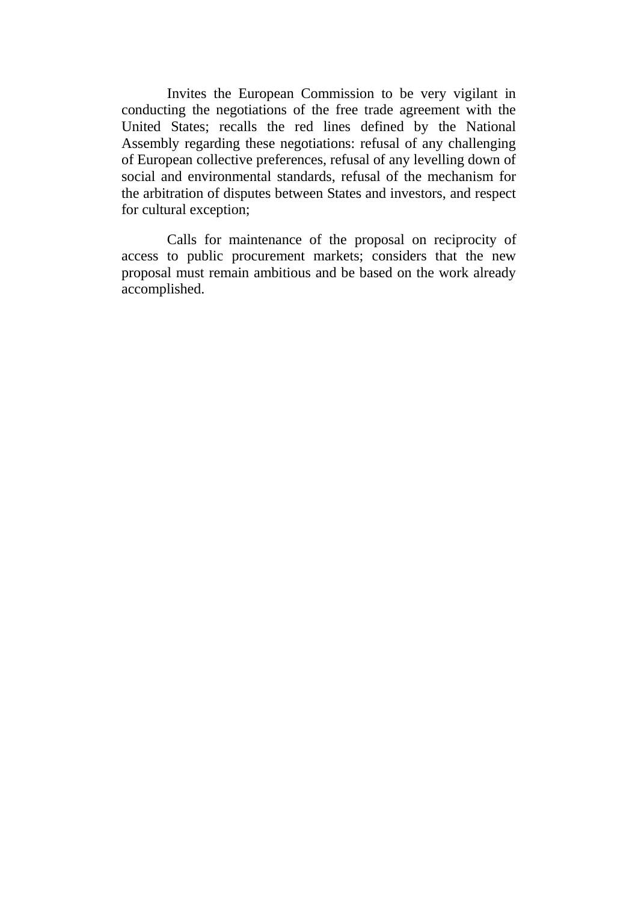Invites the European Commission to be very vigilant in conducting the negotiations of the free trade agreement with the United States; recalls the red lines defined by the National Assembly regarding these negotiations: refusal of any challenging of European collective preferences, refusal of any levelling down of social and environmental standards, refusal of the mechanism for the arbitration of disputes between States and investors, and respect for cultural exception;

Calls for maintenance of the proposal on reciprocity of access to public procurement markets; considers that the new proposal must remain ambitious and be based on the work already accomplished.